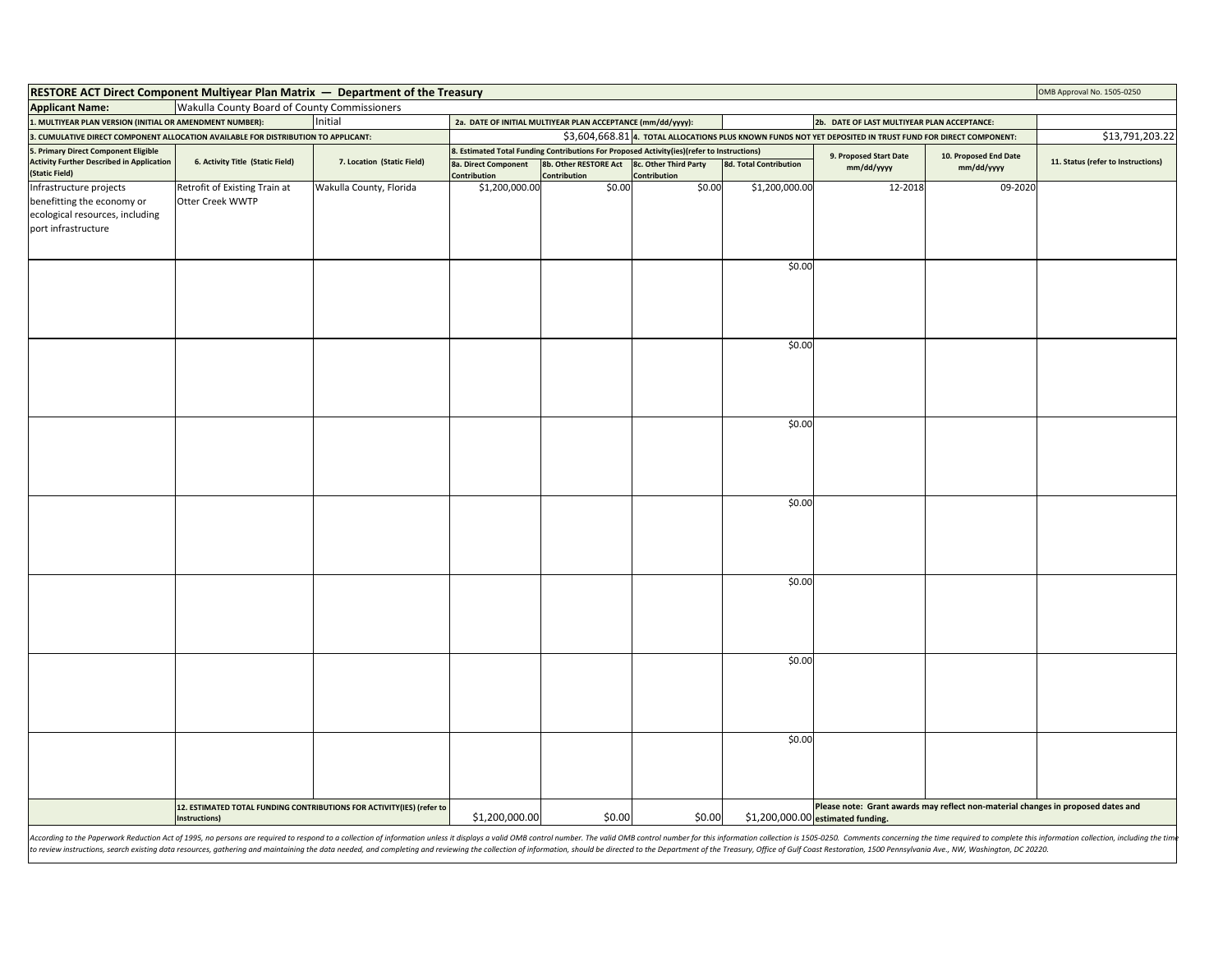# RESTORE ACT Direct Component Multiyear Plan Matrix — Department of the Treasury

OMB Approval No. 1505-0250

**Applicant Name:** Wakulla County Board of County Commissioners

**1. MULTIYEAR PLAN VERSION (INITIAL OR AMENDMENT NUMBER):** Initial

**2a. DATE OF INITIAL MULTIYEAR PLAN ACCEPTANCE (mm/dd/yyyy):**

**2b. DATE OF LAST MULTIYEAR PLAN ACCEPTANCE:**

**3. CUMULATIVE DIRECT COMPONENT ALLOCATION AVAILABLE FOR DISTRIBUTION TO APPLICANT:** $3,604,668.81

**4. TOTAL ALLOCATIONS PLUS KNOWN FUNDS NOT YET DEPOSITED IN TRUST FUND FOR DIRECT COMPONENT:** $13,791,203.22

| 5. Primary Direct Component Eligible Activity Further Described in Application (Static Field) | 6. Activity Title (Static Field) | 7. Location (Static Field) | 8. Estimated Total Funding Contributions For Proposed Activity(ies)(refer to Instructions) | | | | 9. Proposed Start Date mm/dd/yyyy | 10. Proposed End Date mm/dd/yyyy | 11. Status (refer to Instructions) |
|---|---|---|---|---|---|---|---|---|---|
| | | | 8a. Direct Component Contribution | 8b. Other RESTORE Act Contribution | 8c. Other Third Party Contribution | 8d. Total Contribution | | | |
| Infrastructure projects benefitting the economy or ecological resources, including port infrastructure | Retrofit of Existing Train at Otter Creek WWTP | Wakulla County, Florida | $1,200,000.00 | $0.00 | $0.00 | $1,200,000.00 | 12-2018 | 09-2020 | |
| | | | | | | $0.00 | | | |
| | | | | | | $0.00 | | | |
| | | | | | | $0.00 | | | |
| | | | | | | $0.00 | | | |
| | | | | | | $0.00 | | | |
| | | | | | | $0.00 | | | |
| | | | | | | $0.00 | | | |
| | 12. ESTIMATED TOTAL FUNDING CONTRIBUTIONS FOR ACTIVITY(IES) (refer to Instructions) | | $1,200,000.00 | $0.00 | $0.00 | $1,200,000.00 | Please note: Grant awards may reflect non-material changes in proposed dates and estimated funding. | | |

*According to the Paperwork Reduction Act of 1995, no persons are required to respond to a collection of information unless it displays a valid OMB control number. The valid OMB control number for this information collection is 1505-0250. Comments concerning the time required to complete this information collection, including the time to review instructions, search existing data resources, gathering and maintaining the data needed, and completing and reviewing the collection of information, should be directed to the Department of the Treasury, Office of Gulf Coast Restoration, 1500 Pennsylvania Ave., NW, Washington, DC 20220.*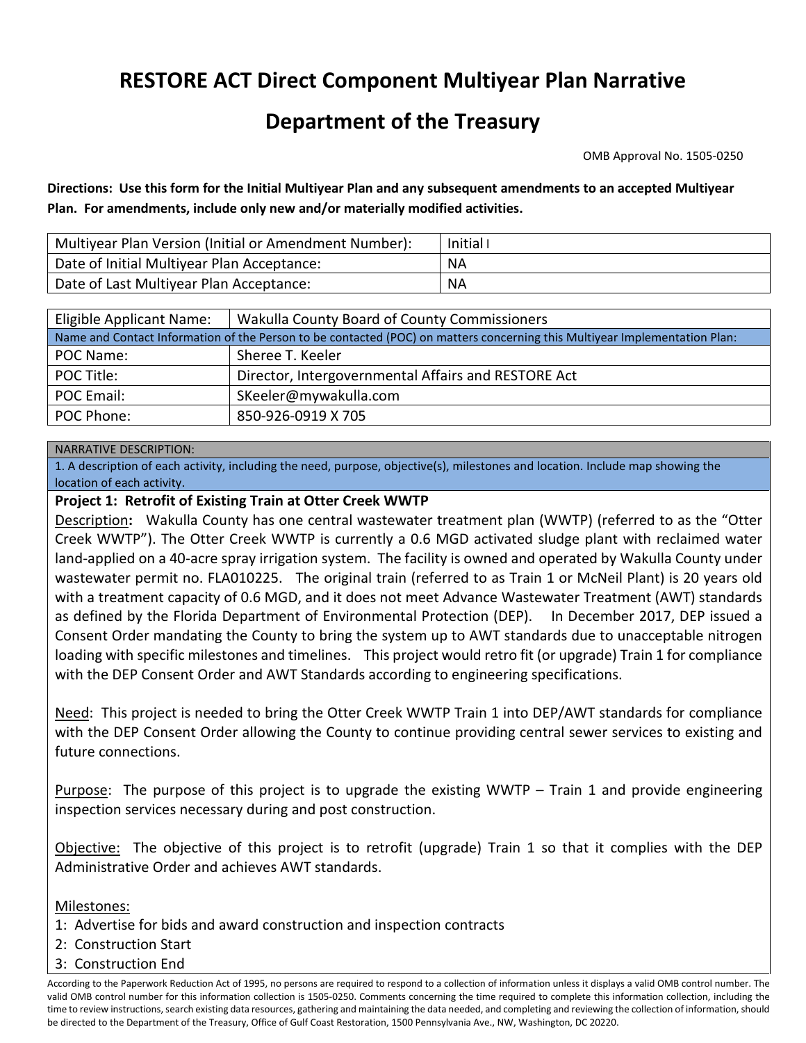# RESTORE ACT Direct Component Multiyear Plan Narrative

## Department of the Treasury

OMB Approval No. 1505-0250

**Directions: Use this form for the Initial Multiyear Plan and any subsequent amendments to an accepted Multiyear Plan. For amendments, include only new and/or materially modified activities.**

| Multiyear Plan Version (Initial or Amendment Number): | Initial I |
|---|---|
| Date of Initial Multiyear Plan Acceptance: | NA |
| Date of Last Multiyear Plan Acceptance: | NA |

| Eligible Applicant Name: | Wakulla County Board of County Commissioners |
|---|---|
| Name and Contact Information of the Person to be contacted (POC) on matters concerning this Multiyear Implementation Plan: | |
| POC Name: | Sheree T. Keeler |
| POC Title: | Director, Intergovernmental Affairs and RESTORE Act |
| POC Email: | SKeeler@mywakulla.com |
| POC Phone: | 850-926-0919 X 705 |

NARRATIVE DESCRIPTION:

1. A description of each activity, including the need, purpose, objective(s), milestones and location. Include map showing the location of each activity.

**Project 1: Retrofit of Existing Train at Otter Creek WWTP**

Description**:** Wakulla County has one central wastewater treatment plan (WWTP) (referred to as the "Otter Creek WWTP"). The Otter Creek WWTP is currently a 0.6 MGD activated sludge plant with reclaimed water land-applied on a 40-acre spray irrigation system. The facility is owned and operated by Wakulla County under wastewater permit no. FLA010225. The original train (referred to as Train 1 or McNeil Plant) is 20 years old with a treatment capacity of 0.6 MGD, and it does not meet Advance Wastewater Treatment (AWT) standards as defined by the Florida Department of Environmental Protection (DEP). In December 2017, DEP issued a Consent Order mandating the County to bring the system up to AWT standards due to unacceptable nitrogen loading with specific milestones and timelines. This project would retro fit (or upgrade) Train 1 for compliance with the DEP Consent Order and AWT Standards according to engineering specifications.

Need: This project is needed to bring the Otter Creek WWTP Train 1 into DEP/AWT standards for compliance with the DEP Consent Order allowing the County to continue providing central sewer services to existing and future connections.

Purpose: The purpose of this project is to upgrade the existing WWTP – Train 1 and provide engineering inspection services necessary during and post construction.

Objective: The objective of this project is to retrofit (upgrade) Train 1 so that it complies with the DEP Administrative Order and achieves AWT standards.

Milestones:

1: Advertise for bids and award construction and inspection contracts
2: Construction Start
3: Construction End

According to the Paperwork Reduction Act of 1995, no persons are required to respond to a collection of information unless it displays a valid OMB control number. The valid OMB control number for this information collection is 1505-0250. Comments concerning the time required to complete this information collection, including the time to review instructions, search existing data resources, gathering and maintaining the data needed, and completing and reviewing the collection of information, should be directed to the Department of the Treasury, Office of Gulf Coast Restoration, 1500 Pennsylvania Ave., NW, Washington, DC 20220.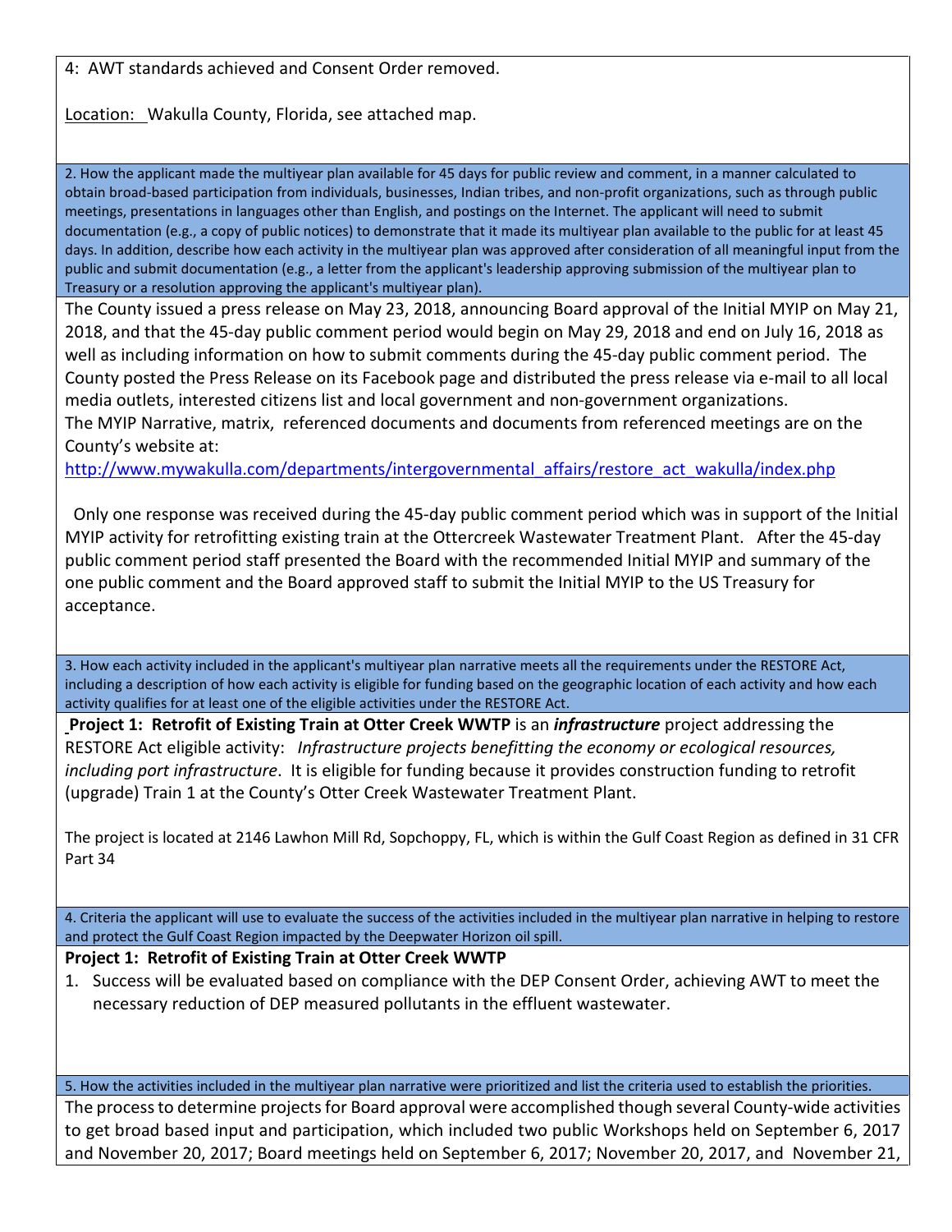4: AWT standards achieved and Consent Order removed.

Location: Wakulla County, Florida, see attached map.

**2. How the applicant made the multiyear plan available for 45 days for public review and comment, in a manner calculated to obtain broad-based participation from individuals, businesses, Indian tribes, and non-profit organizations, such as through public meetings, presentations in languages other than English, and postings on the Internet. The applicant will need to submit documentation (e.g., a copy of public notices) to demonstrate that it made its multiyear plan available to the public for at least 45 days. In addition, describe how each activity in the multiyear plan was approved after consideration of all meaningful input from the public and submit documentation (e.g., a letter from the applicant's leadership approving submission of the multiyear plan to Treasury or a resolution approving the applicant's multiyear plan).**

The County issued a press release on May 23, 2018, announcing Board approval of the Initial MYIP on May 21, 2018, and that the 45-day public comment period would begin on May 29, 2018 and end on July 16, 2018 as well as including information on how to submit comments during the 45-day public comment period. The County posted the Press Release on its Facebook page and distributed the press release via e-mail to all local media outlets, interested citizens list and local government and non-government organizations.
The MYIP Narrative, matrix, referenced documents and documents from referenced meetings are on the County's website at:
http://www.mywakulla.com/departments/intergovernmental_affairs/restore_act_wakulla/index.php

Only one response was received during the 45-day public comment period which was in support of the Initial MYIP activity for retrofitting existing train at the Ottercreek Wastewater Treatment Plant. After the 45-day public comment period staff presented the Board with the recommended Initial MYIP and summary of the one public comment and the Board approved staff to submit the Initial MYIP to the US Treasury for acceptance.

**3. How each activity included in the applicant's multiyear plan narrative meets all the requirements under the RESTORE Act, including a description of how each activity is eligible for funding based on the geographic location of each activity and how each activity qualifies for at least one of the eligible activities under the RESTORE Act.**

**Project 1: Retrofit of Existing Train at Otter Creek WWTP** is an ***infrastructure*** project addressing the RESTORE Act eligible activity: *Infrastructure projects benefitting the economy or ecological resources, including port infrastructure*. It is eligible for funding because it provides construction funding to retrofit (upgrade) Train 1 at the County's Otter Creek Wastewater Treatment Plant.

The project is located at 2146 Lawhon Mill Rd, Sopchoppy, FL, which is within the Gulf Coast Region as defined in 31 CFR Part 34

**4. Criteria the applicant will use to evaluate the success of the activities included in the multiyear plan narrative in helping to restore and protect the Gulf Coast Region impacted by the Deepwater Horizon oil spill.**

**Project 1: Retrofit of Existing Train at Otter Creek WWTP**

1. Success will be evaluated based on compliance with the DEP Consent Order, achieving AWT to meet the necessary reduction of DEP measured pollutants in the effluent wastewater.

**5. How the activities included in the multiyear plan narrative were prioritized and list the criteria used to establish the priorities.**

The process to determine projects for Board approval were accomplished though several County-wide activities to get broad based input and participation, which included two public Workshops held on September 6, 2017 and November 20, 2017; Board meetings held on September 6, 2017; November 20, 2017, and November 21,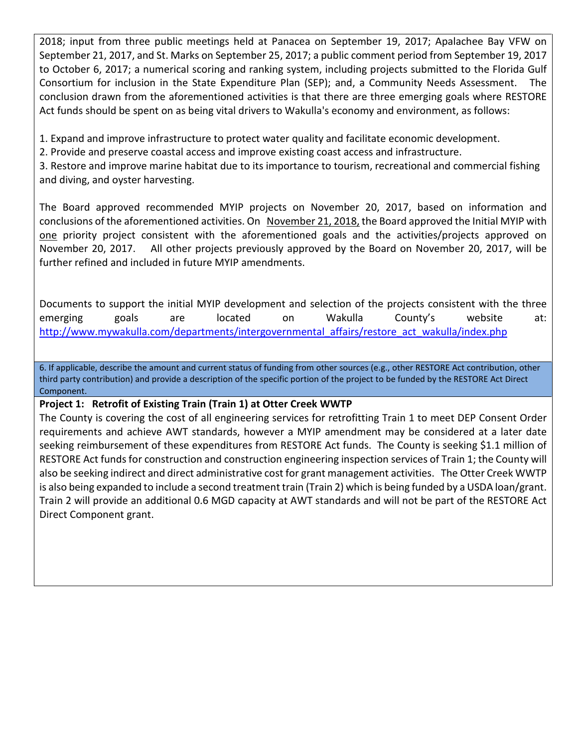2018; input from three public meetings held at Panacea on September 19, 2017; Apalachee Bay VFW on September 21, 2017, and St. Marks on September 25, 2017; a public comment period from September 19, 2017 to October 6, 2017; a numerical scoring and ranking system, including projects submitted to the Florida Gulf Consortium for inclusion in the State Expenditure Plan (SEP); and, a Community Needs Assessment. The conclusion drawn from the aforementioned activities is that there are three emerging goals where RESTORE Act funds should be spent on as being vital drivers to Wakulla's economy and environment, as follows:

1. Expand and improve infrastructure to protect water quality and facilitate economic development.
2. Provide and preserve coastal access and improve existing coast access and infrastructure.
3. Restore and improve marine habitat due to its importance to tourism, recreational and commercial fishing and diving, and oyster harvesting.

The Board approved recommended MYIP projects on November 20, 2017, based on information and conclusions of the aforementioned activities. On November 21, 2018, the Board approved the Initial MYIP with one priority project consistent with the aforementioned goals and the activities/projects approved on November 20, 2017. All other projects previously approved by the Board on November 20, 2017, will be further refined and included in future MYIP amendments.

Documents to support the initial MYIP development and selection of the projects consistent with the three emerging goals are located on Wakulla County's website at: http://www.mywakulla.com/departments/intergovernmental_affairs/restore_act_wakulla/index.php

6. If applicable, describe the amount and current status of funding from other sources (e.g., other RESTORE Act contribution, other third party contribution) and provide a description of the specific portion of the project to be funded by the RESTORE Act Direct Component.

**Project 1: Retrofit of Existing Train (Train 1) at Otter Creek WWTP**

The County is covering the cost of all engineering services for retrofitting Train 1 to meet DEP Consent Order requirements and achieve AWT standards, however a MYIP amendment may be considered at a later date seeking reimbursement of these expenditures from RESTORE Act funds. The County is seeking $1.1 million of RESTORE Act funds for construction and construction engineering inspection services of Train 1; the County will also be seeking indirect and direct administrative cost for grant management activities. The Otter Creek WWTP is also being expanded to include a second treatment train (Train 2) which is being funded by a USDA loan/grant. Train 2 will provide an additional 0.6 MGD capacity at AWT standards and will not be part of the RESTORE Act Direct Component grant.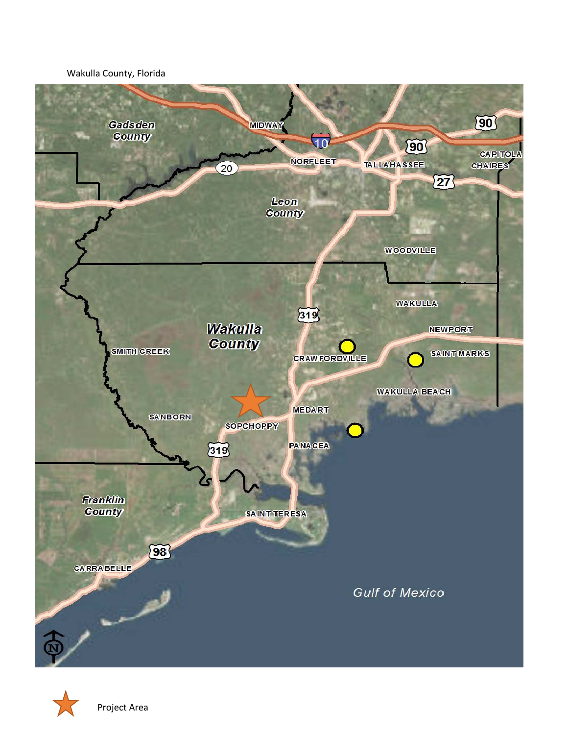Wakulla County, Florida

Gadsden County

MIDWAY

10

90

90

CAPITOLA

NORFLEET

TALLAHASSEE

CHAIRES

20

27

Leon County

WOODVILLE

319

WAKULLA

Wakulla County

NEWPORT

SMITH CREEK

CRAWFORDVILLE

SAINT MARKS

WAKULLA BEACH

MEDART

SANBORN

SOPCHOPPY

319

PANACEA

Franklin County

SAINT TERESA

98

CARRABELLE

Gulf of Mexico

N

Project Area